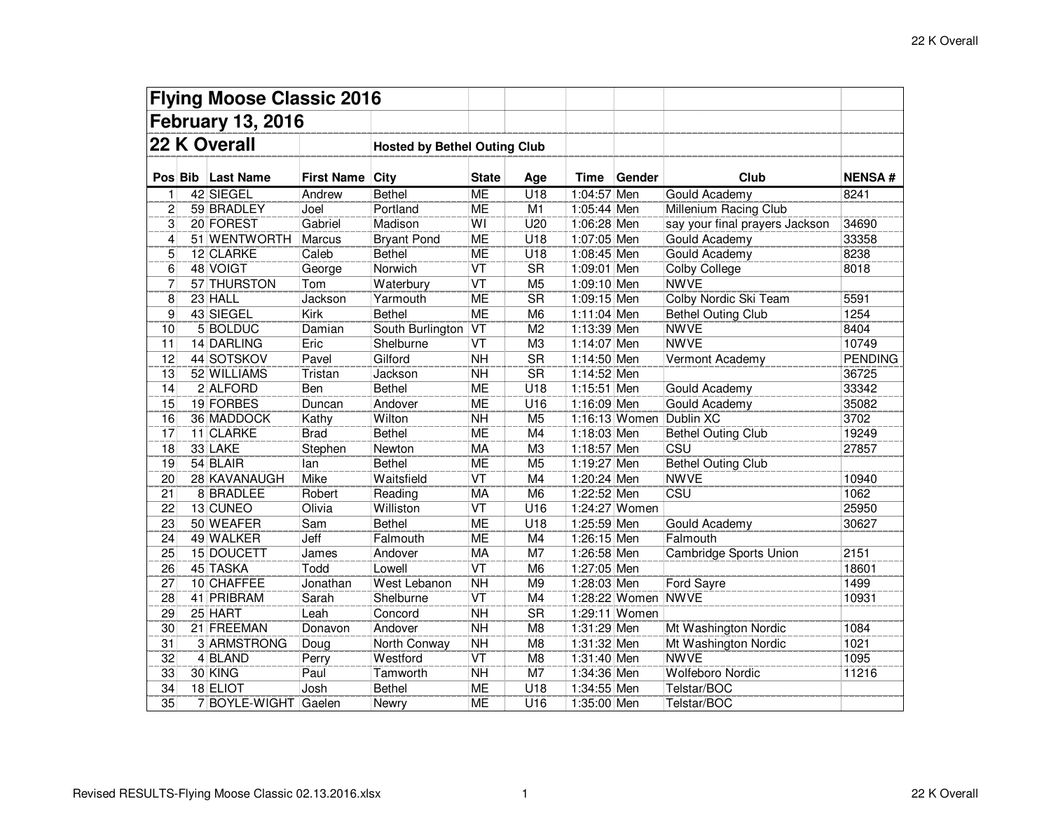# Flying Moose Classic 2016

## February 13, 2016

## 22 K Overall

**Hosted by Bethel Outing Club**

| Pos | Bib | Last Name | First Name | City | State | Age | Time | Gender | Club | NENSA # |
|---|---|---|---|---|---|---|---|---|---|---|
| 1 | 42 | SIEGEL | Andrew | Bethel | ME | U18 | 1:04:57 | Men | Gould Academy | 8241 |
| 2 | 59 | BRADLEY | Joel | Portland | ME | M1 | 1:05:44 | Men | Millenium Racing Club | |
| 3 | 20 | FOREST | Gabriel | Madison | WI | U20 | 1:06:28 | Men | say your final prayers Jackson | 34690 |
| 4 | 51 | WENTWORTH | Marcus | Bryant Pond | ME | U18 | 1:07:05 | Men | Gould Academy | 33358 |
| 5 | 12 | CLARKE | Caleb | Bethel | ME | U18 | 1:08:45 | Men | Gould Academy | 8238 |
| 6 | 48 | VOIGT | George | Norwich | VT | SR | 1:09:01 | Men | Colby College | 8018 |
| 7 | 57 | THURSTON | Tom | Waterbury | VT | M5 | 1:09:10 | Men | NWVE | |
| 8 | 23 | HALL | Jackson | Yarmouth | ME | SR | 1:09:15 | Men | Colby Nordic Ski Team | 5591 |
| 9 | 43 | SIEGEL | Kirk | Bethel | ME | M6 | 1:11:04 | Men | Bethel Outing Club | 1254 |
| 10 | 5 | BOLDUC | Damian | South Burlington | VT | M2 | 1:13:39 | Men | NWVE | 8404 |
| 11 | 14 | DARLING | Eric | Shelburne | VT | M3 | 1:14:07 | Men | NWVE | 10749 |
| 12 | 44 | SOTSKOV | Pavel | Gilford | NH | SR | 1:14:50 | Men | Vermont Academy | PENDING |
| 13 | 52 | WILLIAMS | Tristan | Jackson | NH | SR | 1:14:52 | Men | | 36725 |
| 14 | 2 | ALFORD | Ben | Bethel | ME | U18 | 1:15:51 | Men | Gould Academy | 33342 |
| 15 | 19 | FORBES | Duncan | Andover | ME | U16 | 1:16:09 | Men | Gould Academy | 35082 |
| 16 | 36 | MADDOCK | Kathy | Wilton | NH | M5 | 1:16:13 | Women | Dublin XC | 3702 |
| 17 | 11 | CLARKE | Brad | Bethel | ME | M4 | 1:18:03 | Men | Bethel Outing Club | 19249 |
| 18 | 33 | LAKE | Stephen | Newton | MA | M3 | 1:18:57 | Men | CSU | 27857 |
| 19 | 54 | BLAIR | Ian | Bethel | ME | M5 | 1:19:27 | Men | Bethel Outing Club | |
| 20 | 28 | KAVANAUGH | Mike | Waitsfield | VT | M4 | 1:20:24 | Men | NWVE | 10940 |
| 21 | 8 | BRADLEE | Robert | Reading | MA | M6 | 1:22:52 | Men | CSU | 1062 |
| 22 | 13 | CUNEO | Olivia | Williston | VT | U16 | 1:24:27 | Women | | 25950 |
| 23 | 50 | WEAFER | Sam | Bethel | ME | U18 | 1:25:59 | Men | Gould Academy | 30627 |
| 24 | 49 | WALKER | Jeff | Falmouth | ME | M4 | 1:26:15 | Men | Falmouth | |
| 25 | 15 | DOUCETT | James | Andover | MA | M7 | 1:26:58 | Men | Cambridge Sports Union | 2151 |
| 26 | 45 | TASKA | Todd | Lowell | VT | M6 | 1:27:05 | Men | | 18601 |
| 27 | 10 | CHAFFEE | Jonathan | West Lebanon | NH | M9 | 1:28:03 | Men | Ford Sayre | 1499 |
| 28 | 41 | PRIBRAM | Sarah | Shelburne | VT | M4 | 1:28:22 | Women | NWVE | 10931 |
| 29 | 25 | HART | Leah | Concord | NH | SR | 1:29:11 | Women | | |
| 30 | 21 | FREEMAN | Donavon | Andover | NH | M8 | 1:31:29 | Men | Mt Washington Nordic | 1084 |
| 31 | 3 | ARMSTRONG | Doug | North Conway | NH | M8 | 1:31:32 | Men | Mt Washington Nordic | 1021 |
| 32 | 4 | BLAND | Perry | Westford | VT | M8 | 1:31:40 | Men | NWVE | 1095 |
| 33 | 30 | KING | Paul | Tamworth | NH | M7 | 1:34:36 | Men | Wolfeboro Nordic | 11216 |
| 34 | 18 | ELIOT | Josh | Bethel | ME | U18 | 1:34:55 | Men | Telstar/BOC | |
| 35 | 7 | BOYLE-WIGHT | Gaelen | Newry | ME | U16 | 1:35:00 | Men | Telstar/BOC | |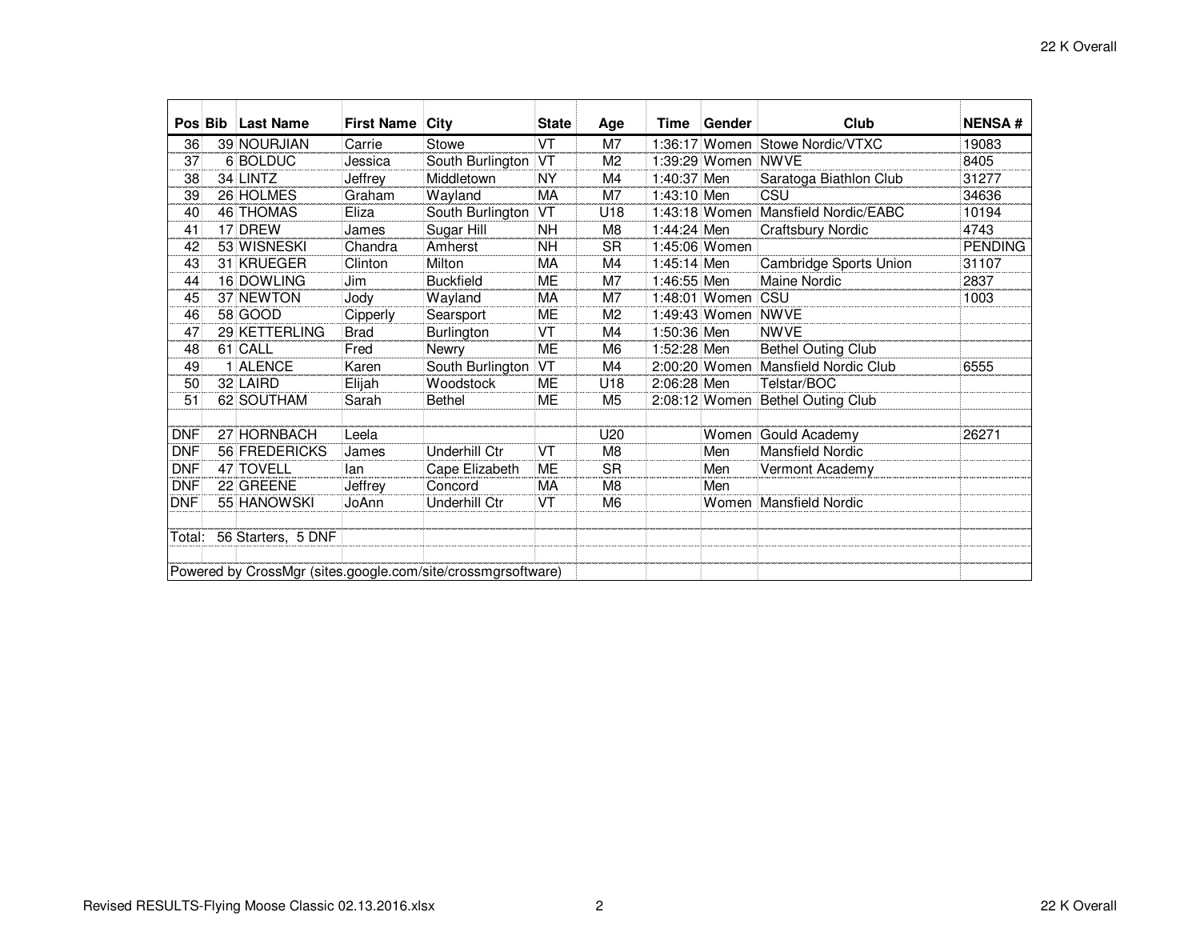| Pos | Bib | Last Name | First Name | City | State | Age | Time | Gender | Club | NENSA # |
|---|---|---|---|---|---|---|---|---|---|---|
| 36 | 39 | NOURJIAN | Carrie | Stowe | VT | M7 | 1:36:17 | Women | Stowe Nordic/VTXC | 19083 |
| 37 | 6 | BOLDUC | Jessica | South Burlington | VT | M2 | 1:39:29 | Women | NWVE | 8405 |
| 38 | 34 | LINTZ | Jeffrey | Middletown | NY | M4 | 1:40:37 | Men | Saratoga Biathlon Club | 31277 |
| 39 | 26 | HOLMES | Graham | Wayland | MA | M7 | 1:43:10 | Men | CSU | 34636 |
| 40 | 46 | THOMAS | Eliza | South Burlington | VT | U18 | 1:43:18 | Women | Mansfield Nordic/EABC | 10194 |
| 41 | 17 | DREW | James | Sugar Hill | NH | M8 | 1:44:24 | Men | Craftsbury Nordic | 4743 |
| 42 | 53 | WISNESKI | Chandra | Amherst | NH | SR | 1:45:06 | Women | | PENDING |
| 43 | 31 | KRUEGER | Clinton | Milton | MA | M4 | 1:45:14 | Men | Cambridge Sports Union | 31107 |
| 44 | 16 | DOWLING | Jim | Buckfield | ME | M7 | 1:46:55 | Men | Maine Nordic | 2837 |
| 45 | 37 | NEWTON | Jody | Wayland | MA | M7 | 1:48:01 | Women | CSU | 1003 |
| 46 | 58 | GOOD | Cipperly | Searsport | ME | M2 | 1:49:43 | Women | NWVE | |
| 47 | 29 | KETTERLING | Brad | Burlington | VT | M4 | 1:50:36 | Men | NWVE | |
| 48 | 61 | CALL | Fred | Newry | ME | M6 | 1:52:28 | Men | Bethel Outing Club | |
| 49 | 1 | ALENCE | Karen | South Burlington | VT | M4 | 2:00:20 | Women | Mansfield Nordic Club | 6555 |
| 50 | 32 | LAIRD | Elijah | Woodstock | ME | U18 | 2:06:28 | Men | Telstar/BOC | |
| 51 | 62 | SOUTHAM | Sarah | Bethel | ME | M5 | 2:08:12 | Women | Bethel Outing Club | |
| | | | | | | | | | | |
| DNF | 27 | HORNBACH | Leela | | | U20 | | Women | Gould Academy | 26271 |
| DNF | 56 | FREDERICKS | James | Underhill Ctr | VT | M8 | | Men | Mansfield Nordic | |
| DNF | 47 | TOVELL | Ian | Cape Elizabeth | ME | SR | | Men | Vermont Academy | |
| DNF | 22 | GREENE | Jeffrey | Concord | MA | M8 | | Men | | |
| DNF | 55 | HANOWSKI | JoAnn | Underhill Ctr | VT | M6 | | Women | Mansfield Nordic | |
| | | | | | | | | | | |
| Total: | 56 Starters, 5 DNF | | | | | | | | | |
| | | | | | | | | | | |
| Powered by CrossMgr (sites.google.com/site/crossmgrsoftware) | | | | | | | | | | |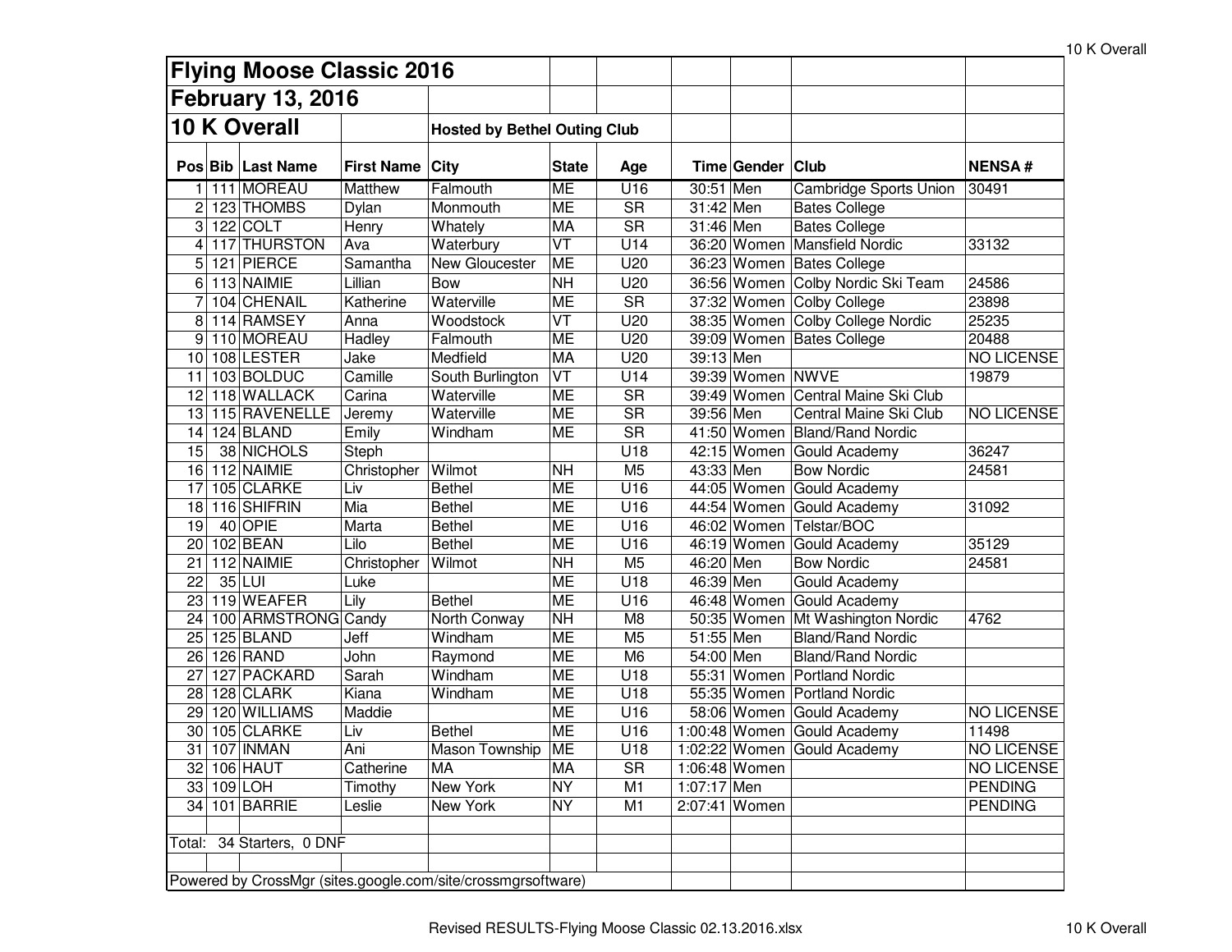# Flying Moose Classic 2016

## February 13, 2016

## 10 K Overall

**Hosted by Bethel Outing Club**

| Pos | Bib | Last Name | First Name | City | State | Age | Time | Gender | Club | NENSA # |
|---|---|---|---|---|---|---|---|---|---|---|
| 1 | 111 | MOREAU | Matthew | Falmouth | ME | U16 | 30:51 | Men | Cambridge Sports Union | 30491 |
| 2 | 123 | THOMBS | Dylan | Monmouth | ME | SR | 31:42 | Men | Bates College | |
| 3 | 122 | COLT | Henry | Whately | MA | SR | 31:46 | Men | Bates College | |
| 4 | 117 | THURSTON | Ava | Waterbury | VT | U14 | 36:20 | Women | Mansfield Nordic | 33132 |
| 5 | 121 | PIERCE | Samantha | New Gloucester | ME | U20 | 36:23 | Women | Bates College | |
| 6 | 113 | NAIMIE | Lillian | Bow | NH | U20 | 36:56 | Women | Colby Nordic Ski Team | 24586 |
| 7 | 104 | CHENAIL | Katherine | Waterville | ME | SR | 37:32 | Women | Colby College | 23898 |
| 8 | 114 | RAMSEY | Anna | Woodstock | VT | U20 | 38:35 | Women | Colby College Nordic | 25235 |
| 9 | 110 | MOREAU | Hadley | Falmouth | ME | U20 | 39:09 | Women | Bates College | 20488 |
| 10 | 108 | LESTER | Jake | Medfield | MA | U20 | 39:13 | Men | | NO LICENSE |
| 11 | 103 | BOLDUC | Camille | South Burlington | VT | U14 | 39:39 | Women | NWVE | 19879 |
| 12 | 118 | WALLACK | Carina | Waterville | ME | SR | 39:49 | Women | Central Maine Ski Club | |
| 13 | 115 | RAVENELLE | Jeremy | Waterville | ME | SR | 39:56 | Men | Central Maine Ski Club | NO LICENSE |
| 14 | 124 | BLAND | Emily | Windham | ME | SR | 41:50 | Women | Bland/Rand Nordic | |
| 15 | 38 | NICHOLS | Steph | | | U18 | 42:15 | Women | Gould Academy | 36247 |
| 16 | 112 | NAIMIE | Christopher | Wilmot | NH | M5 | 43:33 | Men | Bow Nordic | 24581 |
| 17 | 105 | CLARKE | Liv | Bethel | ME | U16 | 44:05 | Women | Gould Academy | |
| 18 | 116 | SHIFRIN | Mia | Bethel | ME | U16 | 44:54 | Women | Gould Academy | 31092 |
| 19 | 40 | OPIE | Marta | Bethel | ME | U16 | 46:02 | Women | Telstar/BOC | |
| 20 | 102 | BEAN | Lilo | Bethel | ME | U16 | 46:19 | Women | Gould Academy | 35129 |
| 21 | 112 | NAIMIE | Christopher | Wilmot | NH | M5 | 46:20 | Men | Bow Nordic | 24581 |
| 22 | 35 | LUI | Luke | | ME | U18 | 46:39 | Men | Gould Academy | |
| 23 | 119 | WEAFER | Lily | Bethel | ME | U16 | 46:48 | Women | Gould Academy | |
| 24 | 100 | ARMSTRONG | Candy | North Conway | NH | M8 | 50:35 | Women | Mt Washington Nordic | 4762 |
| 25 | 125 | BLAND | Jeff | Windham | ME | M5 | 51:55 | Men | Bland/Rand Nordic | |
| 26 | 126 | RAND | John | Raymond | ME | M6 | 54:00 | Men | Bland/Rand Nordic | |
| 27 | 127 | PACKARD | Sarah | Windham | ME | U18 | 55:31 | Women | Portland Nordic | |
| 28 | 128 | CLARK | Kiana | Windham | ME | U18 | 55:35 | Women | Portland Nordic | |
| 29 | 120 | WILLIAMS | Maddie | | ME | U16 | 58:06 | Women | Gould Academy | NO LICENSE |
| 30 | 105 | CLARKE | Liv | Bethel | ME | U16 | 1:00:48 | Women | Gould Academy | 11498 |
| 31 | 107 | INMAN | Ani | Mason Township | ME | U18 | 1:02:22 | Women | Gould Academy | NO LICENSE |
| 32 | 106 | HAUT | Catherine | MA | MA | SR | 1:06:48 | Women | | NO LICENSE |
| 33 | 109 | LOH | Timothy | New York | NY | M1 | 1:07:17 | Men | | PENDING |
| 34 | 101 | BARRIE | Leslie | New York | NY | M1 | 2:07:41 | Women | | PENDING |

Total: 34 Starters, 0 DNF

Powered by CrossMgr (sites.google.com/site/crossmgrsoftware)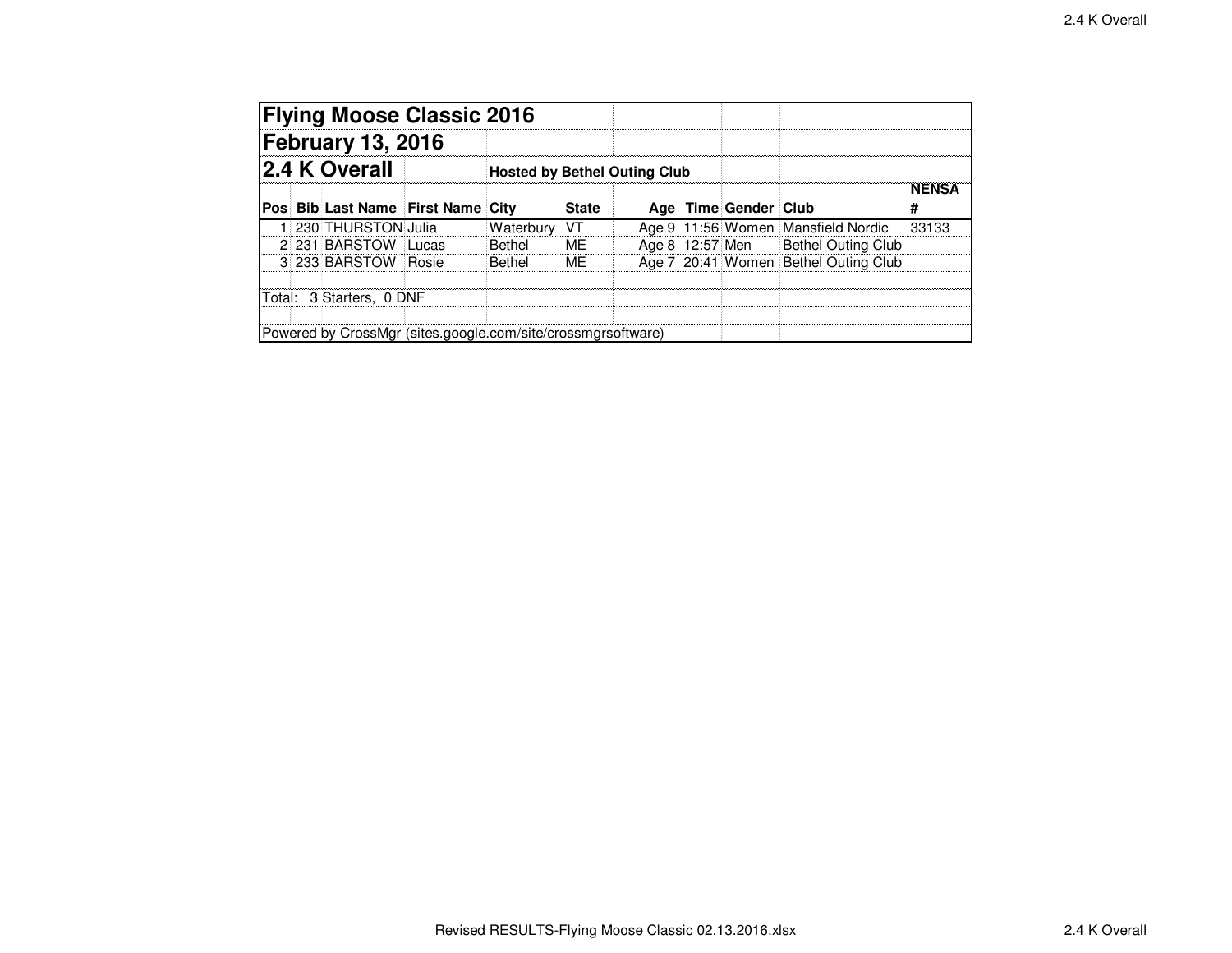# Flying Moose Classic 2016

## February 13, 2016

## 2.4 K Overall

**Hosted by Bethel Outing Club**

| Pos | Bib | Last Name | First Name | City | State | Age | Time | Gender | Club | NENSA # |
|---|---|---|---|---|---|---|---|---|---|---|
| 1 | 230 | THURSTON | Julia | Waterbury | VT | Age 9 | 11:56 | Women | Mansfield Nordic | 33133 |
| 2 | 231 | BARSTOW | Lucas | Bethel | ME | Age 8 | 12:57 | Men | Bethel Outing Club | |
| 3 | 233 | BARSTOW | Rosie | Bethel | ME | Age 7 | 20:41 | Women | Bethel Outing Club | |

Total: 3 Starters, 0 DNF

Powered by CrossMgr (sites.google.com/site/crossmgrsoftware)